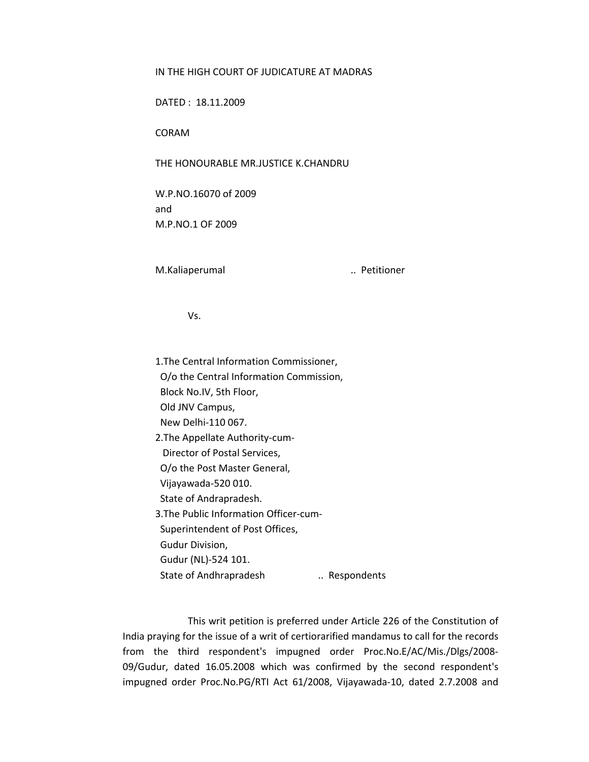IN THE HIGH COURT OF JUDICATURE AT MADRAS

DATED : 18.11.2009

CORAM

THE HONOURABLE MR.JUSTICE K.CHANDRU

W.P.NO.16070 of 2009
and
M.P.NO.1 OF 2009

M.Kaliaperumal .. Petitioner

Vs.

1.The Central Information Commissioner,
O/o the Central Information Commission,
Block No.IV, 5th Floor,
Old JNV Campus,
New Delhi-110 067.
2.The Appellate Authority-cum-
Director of Postal Services,
O/o the Post Master General,
Vijayawada-520 010.
State of Andrapradesh.
3.The Public Information Officer-cum-
Superintendent of Post Offices,
Gudur Division,
Gudur (NL)-524 101.
State of Andhrapradesh .. Respondents

This writ petition is preferred under Article 226 of the Constitution of India praying for the issue of a writ of certiorarified mandamus to call for the records from the third respondent's impugned order Proc.No.E/AC/Mis./Dlgs/2008-09/Gudur, dated 16.05.2008 which was confirmed by the second respondent's impugned order Proc.No.PG/RTI Act 61/2008, Vijayawada-10, dated 2.7.2008 and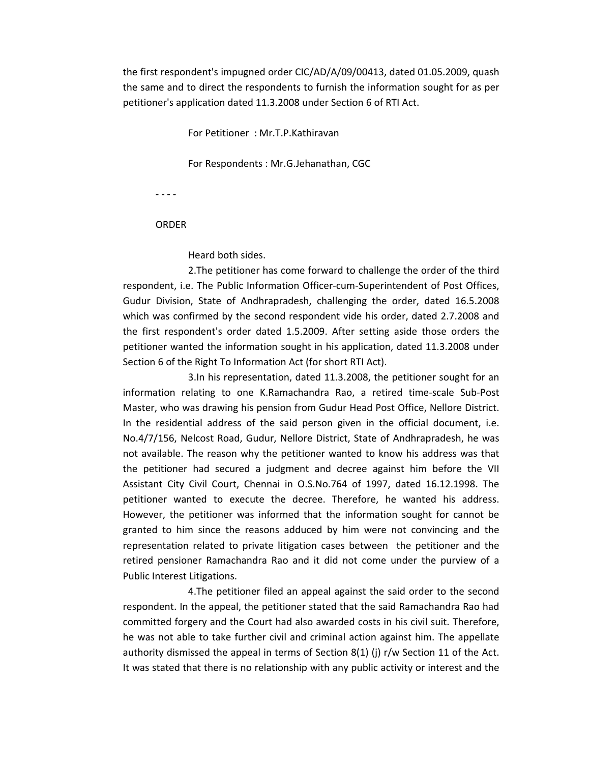the first respondent's impugned order CIC/AD/A/09/00413, dated 01.05.2009, quash the same and to direct the respondents to furnish the information sought for as per petitioner's application dated 11.3.2008 under Section 6 of RTI Act.

For Petitioner : Mr.T.P.Kathiravan

For Respondents : Mr.G.Jehanathan, CGC

- - - -

ORDER

Heard both sides.

2.The petitioner has come forward to challenge the order of the third respondent, i.e. The Public Information Officer-cum-Superintendent of Post Offices, Gudur Division, State of Andhrapradesh, challenging the order, dated 16.5.2008 which was confirmed by the second respondent vide his order, dated 2.7.2008 and the first respondent's order dated 1.5.2009. After setting aside those orders the petitioner wanted the information sought in his application, dated 11.3.2008 under Section 6 of the Right To Information Act (for short RTI Act).

3.In his representation, dated 11.3.2008, the petitioner sought for an information relating to one K.Ramachandra Rao, a retired time-scale Sub-Post Master, who was drawing his pension from Gudur Head Post Office, Nellore District. In the residential address of the said person given in the official document, i.e. No.4/7/156, Nelcost Road, Gudur, Nellore District, State of Andhrapradesh, he was not available. The reason why the petitioner wanted to know his address was that the petitioner had secured a judgment and decree against him before the VII Assistant City Civil Court, Chennai in O.S.No.764 of 1997, dated 16.12.1998. The petitioner wanted to execute the decree. Therefore, he wanted his address. However, the petitioner was informed that the information sought for cannot be granted to him since the reasons adduced by him were not convincing and the representation related to private litigation cases between the petitioner and the retired pensioner Ramachandra Rao and it did not come under the purview of a Public Interest Litigations.

4.The petitioner filed an appeal against the said order to the second respondent. In the appeal, the petitioner stated that the said Ramachandra Rao had committed forgery and the Court had also awarded costs in his civil suit. Therefore, he was not able to take further civil and criminal action against him. The appellate authority dismissed the appeal in terms of Section 8(1) (j) r/w Section 11 of the Act. It was stated that there is no relationship with any public activity or interest and the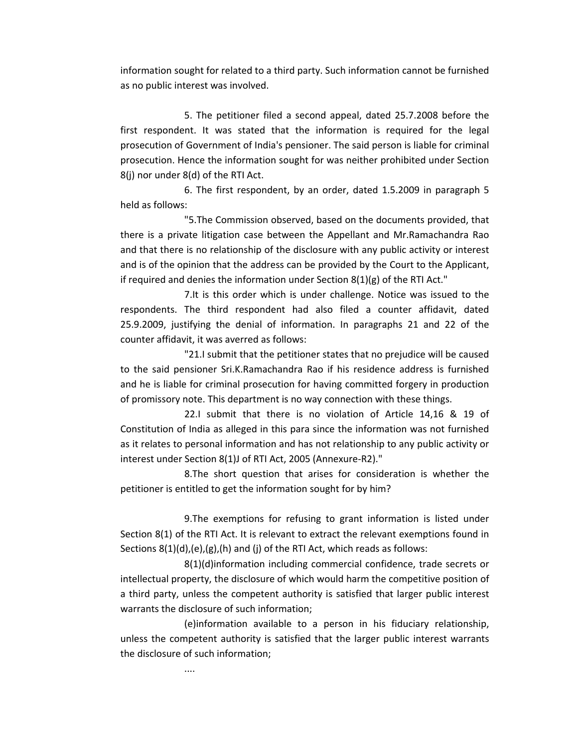information sought for related to a third party. Such information cannot be furnished as no public interest was involved.

5. The petitioner filed a second appeal, dated 25.7.2008 before the first respondent. It was stated that the information is required for the legal prosecution of Government of India's pensioner. The said person is liable for criminal prosecution. Hence the information sought for was neither prohibited under Section 8(j) nor under 8(d) of the RTI Act.

6. The first respondent, by an order, dated 1.5.2009 in paragraph 5 held as follows:

"5.The Commission observed, based on the documents provided, that there is a private litigation case between the Appellant and Mr.Ramachandra Rao and that there is no relationship of the disclosure with any public activity or interest and is of the opinion that the address can be provided by the Court to the Applicant, if required and denies the information under Section 8(1)(g) of the RTI Act."

7.It is this order which is under challenge. Notice was issued to the respondents. The third respondent had also filed a counter affidavit, dated 25.9.2009, justifying the denial of information. In paragraphs 21 and 22 of the counter affidavit, it was averred as follows:

"21.I submit that the petitioner states that no prejudice will be caused to the said pensioner Sri.K.Ramachandra Rao if his residence address is furnished and he is liable for criminal prosecution for having committed forgery in production of promissory note. This department is no way connection with these things.

22.I submit that there is no violation of Article 14,16 & 19 of Constitution of India as alleged in this para since the information was not furnished as it relates to personal information and has not relationship to any public activity or interest under Section 8(1)J of RTI Act, 2005 (Annexure-R2)."

8.The short question that arises for consideration is whether the petitioner is entitled to get the information sought for by him?

9.The exemptions for refusing to grant information is listed under Section 8(1) of the RTI Act. It is relevant to extract the relevant exemptions found in Sections 8(1)(d),(e),(g),(h) and (j) of the RTI Act, which reads as follows:

8(1)(d)information including commercial confidence, trade secrets or intellectual property, the disclosure of which would harm the competitive position of a third party, unless the competent authority is satisfied that larger public interest warrants the disclosure of such information;

(e)information available to a person in his fiduciary relationship, unless the competent authority is satisfied that the larger public interest warrants the disclosure of such information;

....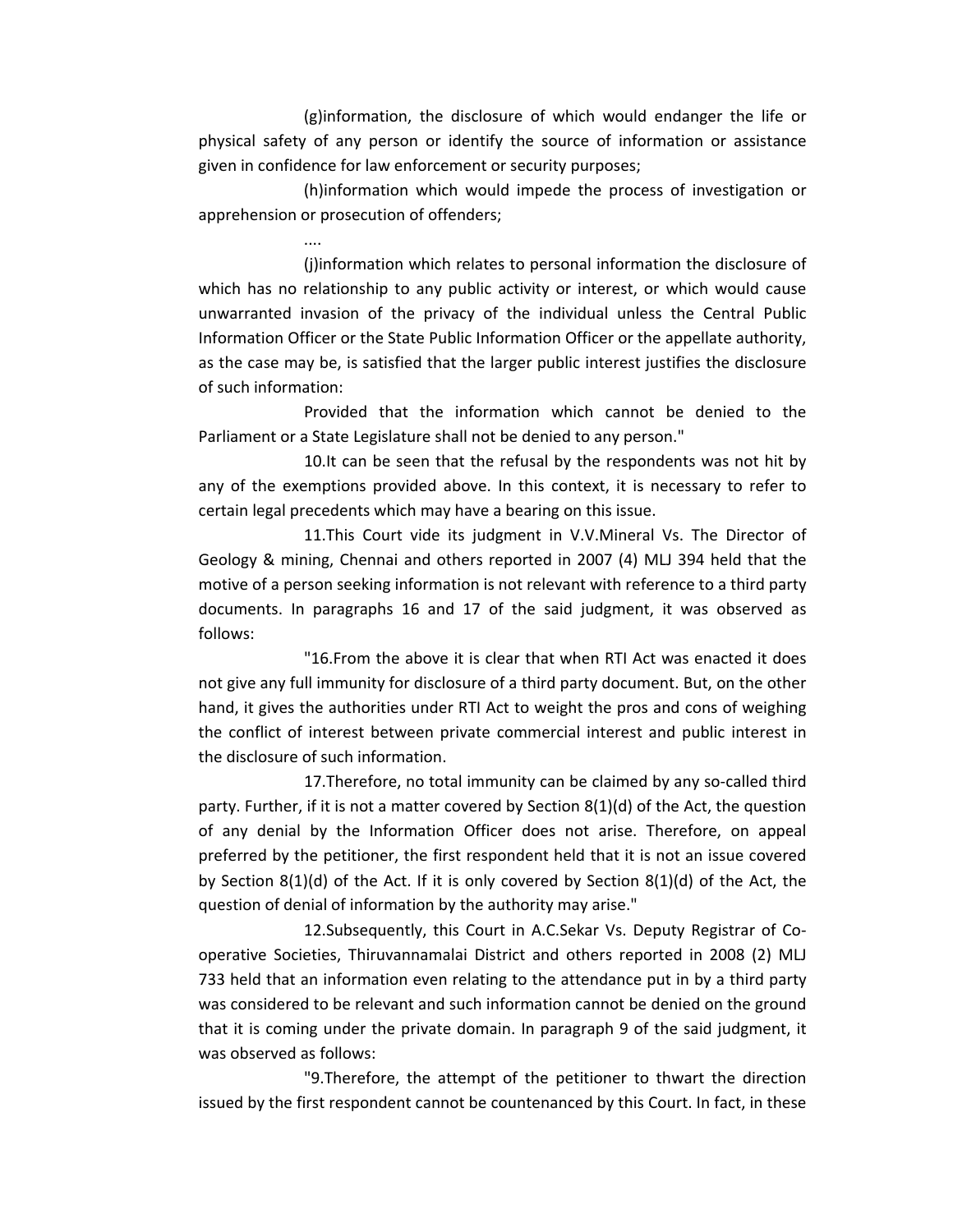(g)information, the disclosure of which would endanger the life or physical safety of any person or identify the source of information or assistance given in confidence for law enforcement or security purposes;

(h)information which would impede the process of investigation or apprehension or prosecution of offenders;

....

(j)information which relates to personal information the disclosure of which has no relationship to any public activity or interest, or which would cause unwarranted invasion of the privacy of the individual unless the Central Public Information Officer or the State Public Information Officer or the appellate authority, as the case may be, is satisfied that the larger public interest justifies the disclosure of such information:

Provided that the information which cannot be denied to the Parliament or a State Legislature shall not be denied to any person."

10.It can be seen that the refusal by the respondents was not hit by any of the exemptions provided above. In this context, it is necessary to refer to certain legal precedents which may have a bearing on this issue.

11.This Court vide its judgment in V.V.Mineral Vs. The Director of Geology & mining, Chennai and others reported in 2007 (4) MLJ 394 held that the motive of a person seeking information is not relevant with reference to a third party documents. In paragraphs 16 and 17 of the said judgment, it was observed as follows:

"16.From the above it is clear that when RTI Act was enacted it does not give any full immunity for disclosure of a third party document. But, on the other hand, it gives the authorities under RTI Act to weight the pros and cons of weighing the conflict of interest between private commercial interest and public interest in the disclosure of such information.

17.Therefore, no total immunity can be claimed by any so-called third party. Further, if it is not a matter covered by Section 8(1)(d) of the Act, the question of any denial by the Information Officer does not arise. Therefore, on appeal preferred by the petitioner, the first respondent held that it is not an issue covered by Section 8(1)(d) of the Act. If it is only covered by Section 8(1)(d) of the Act, the question of denial of information by the authority may arise."

12.Subsequently, this Court in A.C.Sekar Vs. Deputy Registrar of Co-operative Societies, Thiruvannamalai District and others reported in 2008 (2) MLJ 733 held that an information even relating to the attendance put in by a third party was considered to be relevant and such information cannot be denied on the ground that it is coming under the private domain. In paragraph 9 of the said judgment, it was observed as follows:

"9.Therefore, the attempt of the petitioner to thwart the direction issued by the first respondent cannot be countenanced by this Court. In fact, in these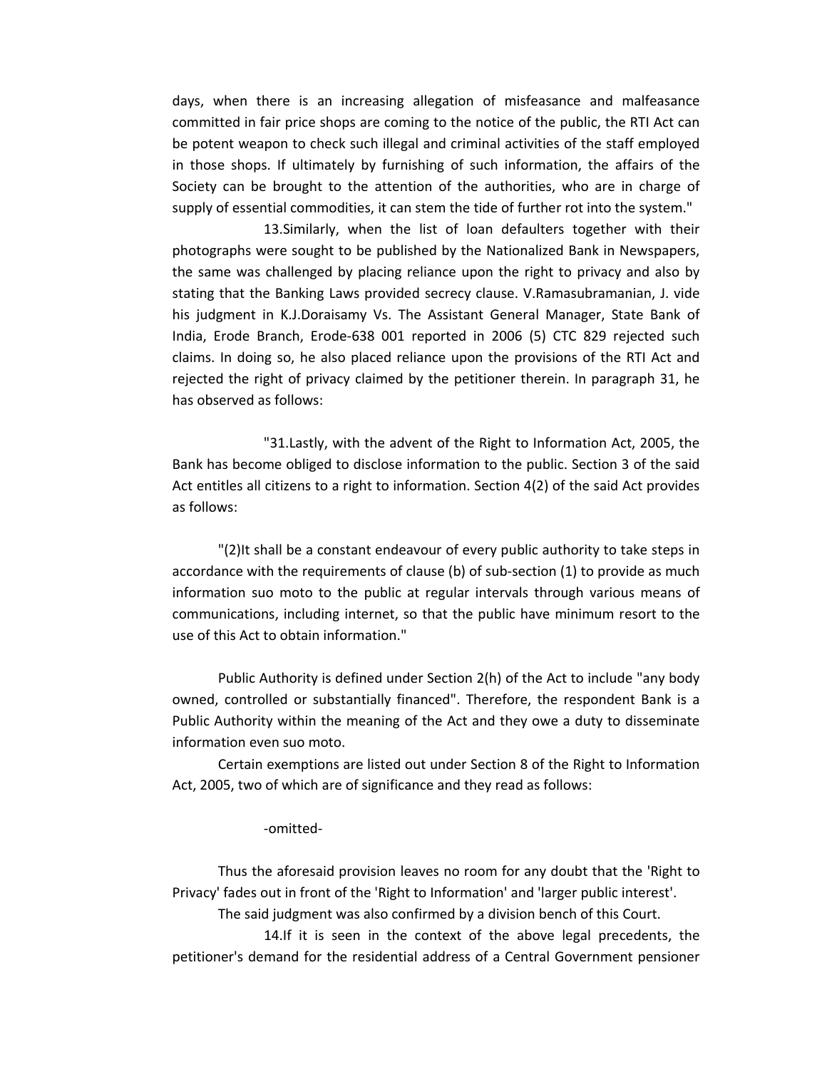days, when there is an increasing allegation of misfeasance and malfeasance committed in fair price shops are coming to the notice of the public, the RTI Act can be potent weapon to check such illegal and criminal activities of the staff employed in those shops. If ultimately by furnishing of such information, the affairs of the Society can be brought to the attention of the authorities, who are in charge of supply of essential commodities, it can stem the tide of further rot into the system."

13.Similarly, when the list of loan defaulters together with their photographs were sought to be published by the Nationalized Bank in Newspapers, the same was challenged by placing reliance upon the right to privacy and also by stating that the Banking Laws provided secrecy clause. V.Ramasubramanian, J. vide his judgment in K.J.Doraisamy Vs. The Assistant General Manager, State Bank of India, Erode Branch, Erode-638 001 reported in 2006 (5) CTC 829 rejected such claims. In doing so, he also placed reliance upon the provisions of the RTI Act and rejected the right of privacy claimed by the petitioner therein. In paragraph 31, he has observed as follows:

"31.Lastly, with the advent of the Right to Information Act, 2005, the Bank has become obliged to disclose information to the public. Section 3 of the said Act entitles all citizens to a right to information. Section 4(2) of the said Act provides as follows:

"(2)It shall be a constant endeavour of every public authority to take steps in accordance with the requirements of clause (b) of sub-section (1) to provide as much information suo moto to the public at regular intervals through various means of communications, including internet, so that the public have minimum resort to the use of this Act to obtain information."

Public Authority is defined under Section 2(h) of the Act to include "any body owned, controlled or substantially financed". Therefore, the respondent Bank is a Public Authority within the meaning of the Act and they owe a duty to disseminate information even suo moto.

Certain exemptions are listed out under Section 8 of the Right to Information Act, 2005, two of which are of significance and they read as follows:

-omitted-

Thus the aforesaid provision leaves no room for any doubt that the 'Right to Privacy' fades out in front of the 'Right to Information' and 'larger public interest'.

The said judgment was also confirmed by a division bench of this Court.

14.If it is seen in the context of the above legal precedents, the petitioner's demand for the residential address of a Central Government pensioner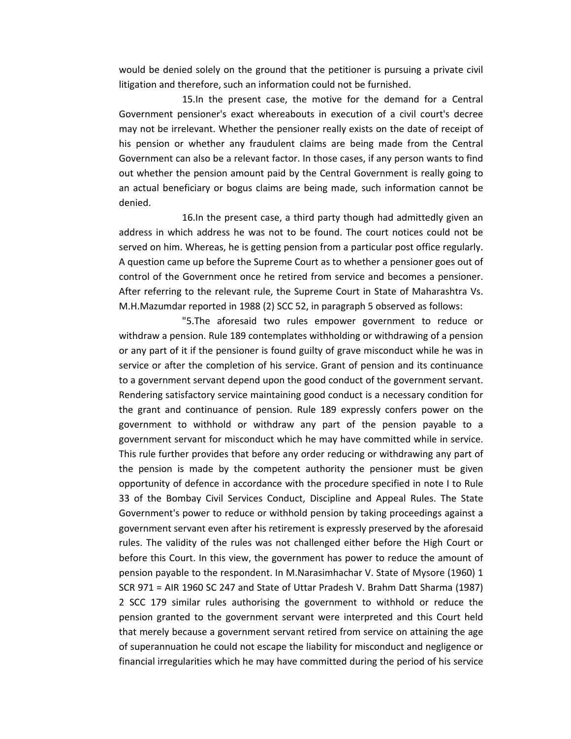would be denied solely on the ground that the petitioner is pursuing a private civil litigation and therefore, such an information could not be furnished.

15.In the present case, the motive for the demand for a Central Government pensioner's exact whereabouts in execution of a civil court's decree may not be irrelevant. Whether the pensioner really exists on the date of receipt of his pension or whether any fraudulent claims are being made from the Central Government can also be a relevant factor. In those cases, if any person wants to find out whether the pension amount paid by the Central Government is really going to an actual beneficiary or bogus claims are being made, such information cannot be denied.

16.In the present case, a third party though had admittedly given an address in which address he was not to be found. The court notices could not be served on him. Whereas, he is getting pension from a particular post office regularly. A question came up before the Supreme Court as to whether a pensioner goes out of control of the Government once he retired from service and becomes a pensioner. After referring to the relevant rule, the Supreme Court in State of Maharashtra Vs. M.H.Mazumdar reported in 1988 (2) SCC 52, in paragraph 5 observed as follows:

"5.The aforesaid two rules empower government to reduce or withdraw a pension. Rule 189 contemplates withholding or withdrawing of a pension or any part of it if the pensioner is found guilty of grave misconduct while he was in service or after the completion of his service. Grant of pension and its continuance to a government servant depend upon the good conduct of the government servant. Rendering satisfactory service maintaining good conduct is a necessary condition for the grant and continuance of pension. Rule 189 expressly confers power on the government to withhold or withdraw any part of the pension payable to a government servant for misconduct which he may have committed while in service. This rule further provides that before any order reducing or withdrawing any part of the pension is made by the competent authority the pensioner must be given opportunity of defence in accordance with the procedure specified in note I to Rule 33 of the Bombay Civil Services Conduct, Discipline and Appeal Rules. The State Government's power to reduce or withhold pension by taking proceedings against a government servant even after his retirement is expressly preserved by the aforesaid rules. The validity of the rules was not challenged either before the High Court or before this Court. In this view, the government has power to reduce the amount of pension payable to the respondent. In M.Narasimhachar V. State of Mysore (1960) 1 SCR 971 = AIR 1960 SC 247 and State of Uttar Pradesh V. Brahm Datt Sharma (1987) 2 SCC 179 similar rules authorising the government to withhold or reduce the pension granted to the government servant were interpreted and this Court held that merely because a government servant retired from service on attaining the age of superannuation he could not escape the liability for misconduct and negligence or financial irregularities which he may have committed during the period of his service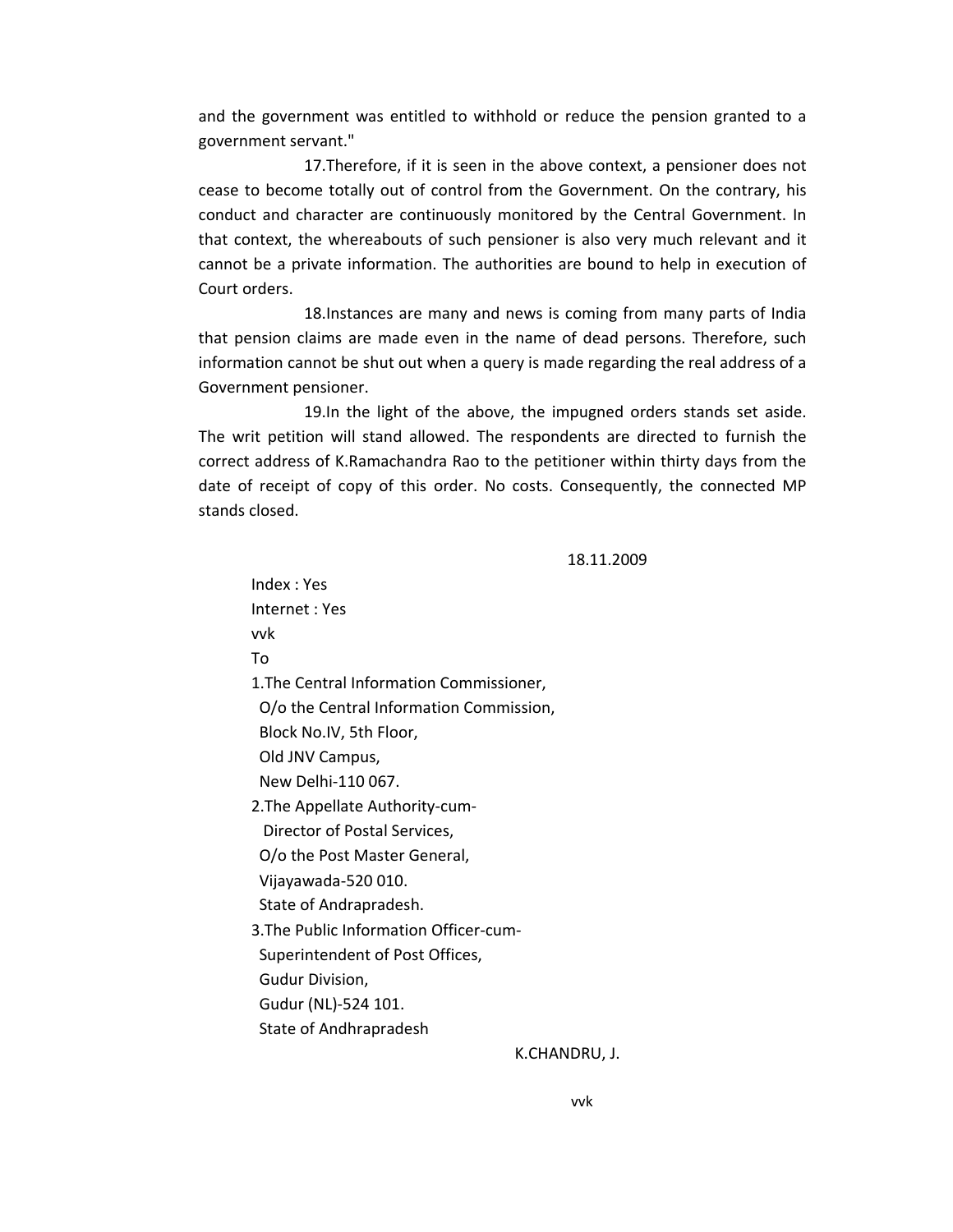and the government was entitled to withhold or reduce the pension granted to a government servant."

17.Therefore, if it is seen in the above context, a pensioner does not cease to become totally out of control from the Government. On the contrary, his conduct and character are continuously monitored by the Central Government. In that context, the whereabouts of such pensioner is also very much relevant and it cannot be a private information. The authorities are bound to help in execution of Court orders.

18.Instances are many and news is coming from many parts of India that pension claims are made even in the name of dead persons. Therefore, such information cannot be shut out when a query is made regarding the real address of a Government pensioner.

19.In the light of the above, the impugned orders stands set aside. The writ petition will stand allowed. The respondents are directed to furnish the correct address of K.Ramachandra Rao to the petitioner within thirty days from the date of receipt of copy of this order. No costs. Consequently, the connected MP stands closed.

18.11.2009

Index : Yes
Internet : Yes
vvk

To

1.The Central Information Commissioner,
O/o the Central Information Commission,
Block No.IV, 5th Floor,
Old JNV Campus,
New Delhi-110 067.

2.The Appellate Authority-cum-
Director of Postal Services,
O/o the Post Master General,
Vijayawada-520 010.
State of Andrapradesh.

3.The Public Information Officer-cum-
Superintendent of Post Offices,
Gudur Division,
Gudur (NL)-524 101.
State of Andhrapradesh

K.CHANDRU, J.

vvk